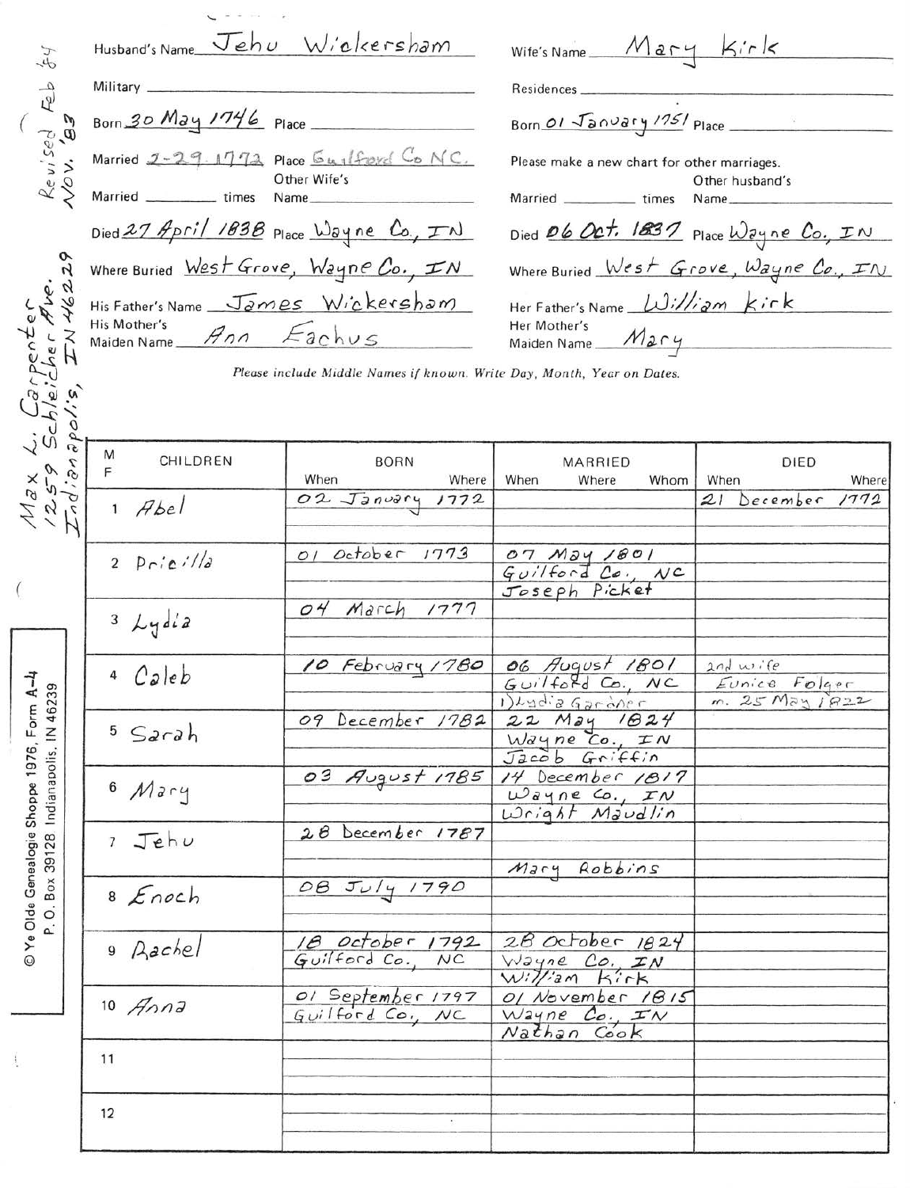Revised Feb '84 Nov. '83

Max L. Carpenter
1259 Schleicher Ave.
Indianapolis, IN 46229

| | |
|---|---|
| Husband's Name: Jehu Wickersham | Wife's Name: Mary Kirk |
| Military: | Residences: |
| Born: 30 May 1746 Place: | Born: 01 January 1751 Place: |
| Married: 2-29-1772 Place: Guilford Co NC. | Please make a new chart for other marriages. |
| Married ___ times Other Wife's Name: | Married ___ times Other husband's Name: |
| Died: 27 April 1838 Place: Wayne Co, IN | Died: 06 Oct. 1837 Place: Wayne Co., IN |
| Where Buried: West Grove, Wayne Co., IN | Where Buried: West Grove, Wayne Co., IN |
| His Father's Name: James Wickersham | Her Father's Name: William Kirk |
| His Mother's Maiden Name: Ann Eachus | Her Mother's Maiden Name: Mary |

*Please include Middle Names if known. Write Day, Month, Year on Dates.*

| M F | CHILDREN | BORN When / Where | MARRIED When / Where / Whom | DIED When / Where |
|---|---|---|---|---|
| 1 | Abel | 02 January 1772 | | 21 December 1772 |
| 2 | Pricilla | 01 October 1773 | 07 May 1801 Guilford Co., NC Joseph Picket | |
| 3 | Lydia | 04 March 1777 | | |
| 4 | Caleb | 10 February 1780 | 06 August 1801 Guilford Co., NC 1) Lydia Gardner | 2nd wife Eunice Folger m. 25 May 1822 |
| 5 | Sarah | 09 December 1782 | 22 May 1824 Wayne Co., IN Jacob Griffin | |
| 6 | Mary | 03 August 1785 | 14 December 1817 Wayne Co., IN Wright Maudlin | |
| 7 | Jehu | 28 December 1787 | Mary Robbins | |
| 8 | Enoch | 08 July 1790 | | |
| 9 | Rachel | 18 October 1792 Guilford Co., NC | 28 October 1824 Wayne Co. IN William Kirk | |
| 10 | Anna | 01 September 1797 Guilford Co, NC | 01 November 1815 Wayne Co. IN Nathan Cook | |
| 11 | | | | |
| 12 | | | | |

© Ye Olde Genealogie Shoppe 1976, Form A-4
P. O. Box 39128 Indianapolis, IN 46239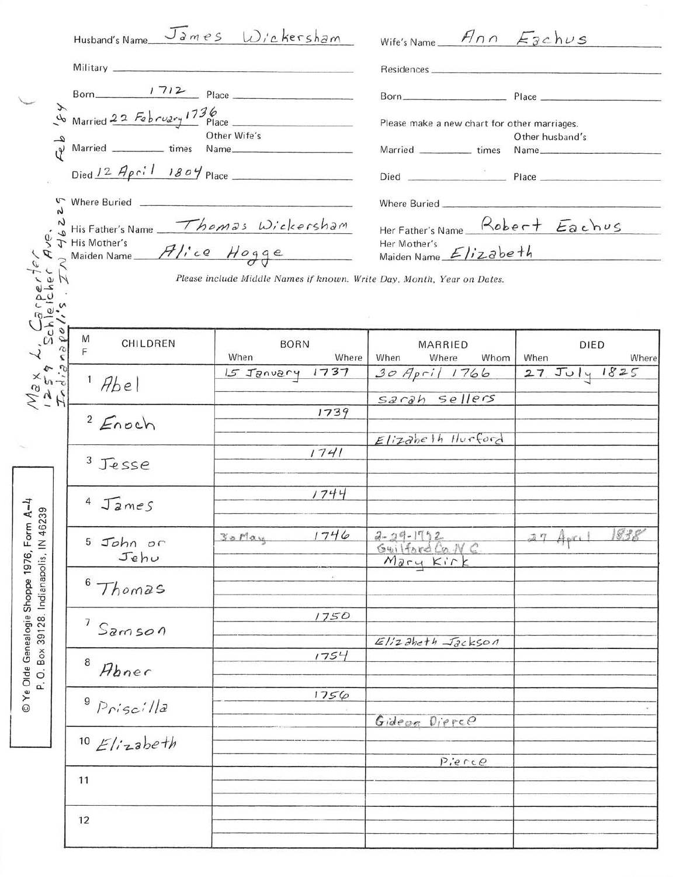Husband's Name: James Wickersham

Military:

Born: 1712 Place:

Married: 22 February 1736 Place:

Married ____ times Other Wife's Name:

Died: 12 April 1804 Place:

Where Buried:

His Father's Name: Thomas Wickersham

His Mother's Maiden Name: Alice Hogge

Wife's Name: Ann Eachus

Residences:

Born: Place:

Please make a new chart for other marriages.

Married ____ times Other husband's Name:

Died: Place:

Where Buried:

Her Father's Name: Robert Eachus

Her Mother's Maiden Name: Elizabeth

*Please include Middle Names if known. Write Day, Month, Year on Dates.*

Feb '84

Max L. Carpenter
1259 Schleicher Ave.
Indianapolis, IN 46229

| M F | CHILDREN | BORN When | BORN Where | MARRIED When | MARRIED Where | MARRIED Whom | DIED When | DIED Where |
|---|---|---|---|---|---|---|---|---|
| 1 | Abel | 15 January 1737 | | 30 April 1766 | | Sarah Sellers | 27 July 1825 | |
| 2 | Enoch | 1739 | | | | Elizabeth Hurford | | |
| 3 | Jesse | 1741 | | | | | | |
| 4 | James | 1744 | | | | | | |
| 5 | John or Jehu | 30 May 1746 | | 2-29-1772 | Guilford Co. N.C. | Mary Kirk | 27 April 1838 | |
| 6 | Thomas | | | | | | | |
| 7 | Samson | 1750 | | | | Elizabeth Jackson | | |
| 8 | Abner | 1754 | | | | | | |
| 9 | Priscilla | 1756 | | | | Gideon Pierce | | |
| 10 | Elizabeth | | | | | Pierce | | |
| 11 | | | | | | | | |
| 12 | | | | | | | | |

© Ye Olde Genealogie Shoppe 1976, Form A-4
P. O. Box 39128, Indianapolis, IN 46239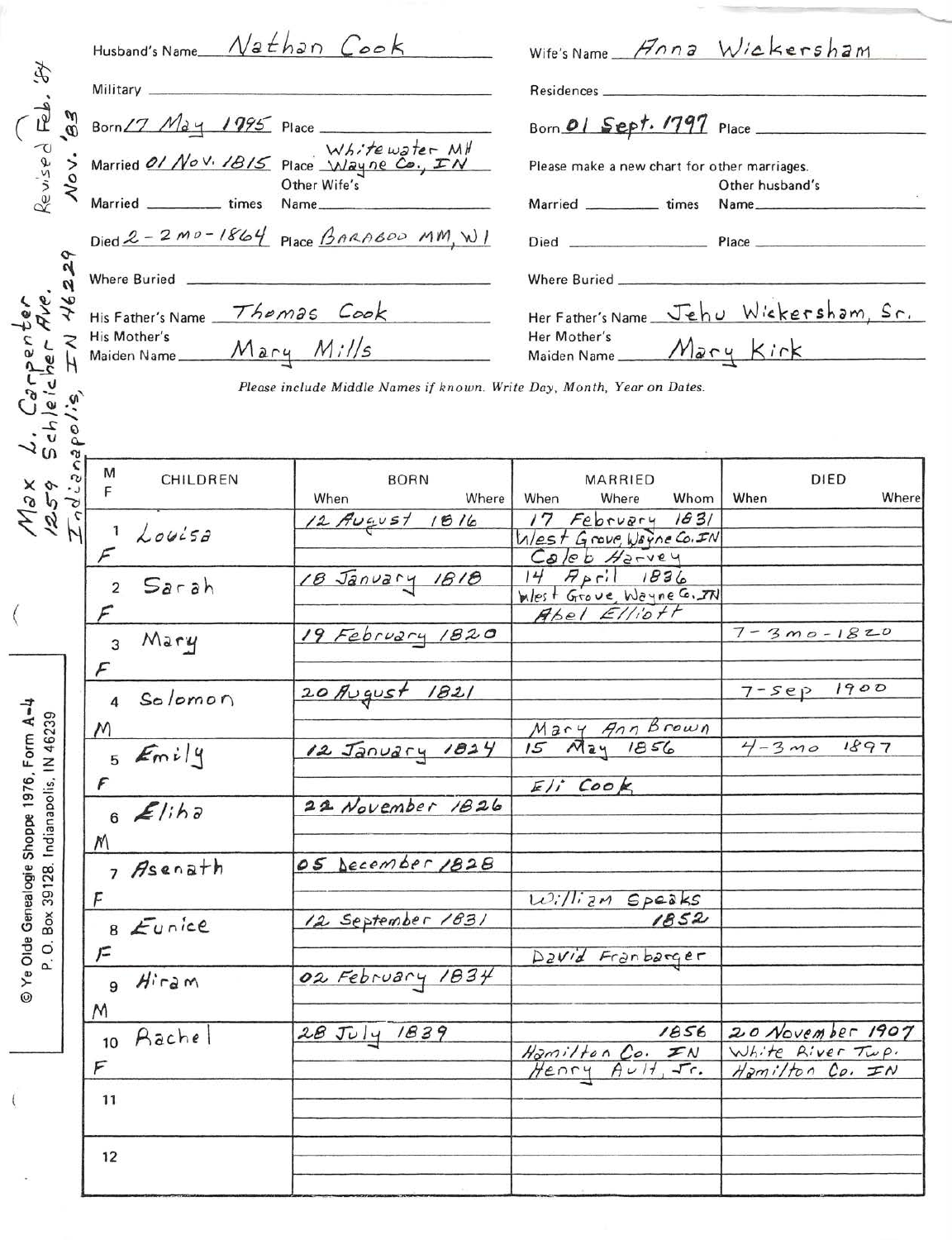Revised Feb. '84
Nov. '83

Max L. Carpenter
1259 Schleicher Ave.
Indianapolis, IN 46229

| | |
|---|---|
| Husband's Name: Nathan Cook | Wife's Name: Anna Wickersham |
| Military: | Residences: |
| Born: 17 May 1795 Place: | Born: 01 Sept. 1797 Place: |
| Married: 01 Nov. 1815 Place: Whitewater MH Wayne Co., IN | Please make a new chart for other marriages. |
| Married ___ times Other Wife's Name: | Married ___ times Other husband's Name: |
| Died: 2-2mo-1864 Place: BARABOO MM, WI | Died: Place: |
| Where Buried: | Where Buried: |
| His Father's Name: Thomas Cook | Her Father's Name: Jehu Wickersham, Sr. |
| His Mother's Maiden Name: Mary Mills | Her Mother's Maiden Name: Mary Kirk |

*Please include Middle Names if known. Write Day, Month, Year on Dates.*

| | M/F | CHILDREN | BORN When | BORN Where | MARRIED When | MARRIED Where | MARRIED Whom | DIED When | DIED Where |
|---|---|---|---|---|---|---|---|---|---|
| 1 | F | Louisa | 12 August 1816 | | 17 February 1831 | West Grove, Wayne Co. IN | Caleb Harvey | | |
| 2 | F | Sarah | 18 January 1818 | | 14 April 1836 | West Grove, Wayne Co. IN | Abel Elliott | | |
| 3 | F | Mary | 19 February 1820 | | | | | 7-3mo-1820 | |
| 4 | M | Solomon | 20 August 1821 | | | | Mary Ann Brown | 7-Sep 1900 | |
| 5 | F | Emily | 12 January 1824 | | 15 May 1856 | | Eli Cook | 4-3mo 1897 | |
| 6 | M | Eliha | 22 November 1826 | | | | | | |
| 7 | F | Asenath | 05 December 1828 | | | | William Speaks | | |
| 8 | F | Eunice | 12 September 1831 | | 1852 | | David Franbarger | | |
| 9 | M | Hiram | 02 February 1834 | | | | | | |
| 10 | F | Rachel | 28 July 1839 | | 1856 | Hamilton Co. IN | Henry Ault, Jr. | 20 November 1907 | White River Twp. Hamilton Co. IN |
| 11 | | | | | | | | | |
| 12 | | | | | | | | | |

© Ye Olde Genealogie Shoppe 1976, Form A-4
P. O. Box 39128. Indianapolis, IN 46239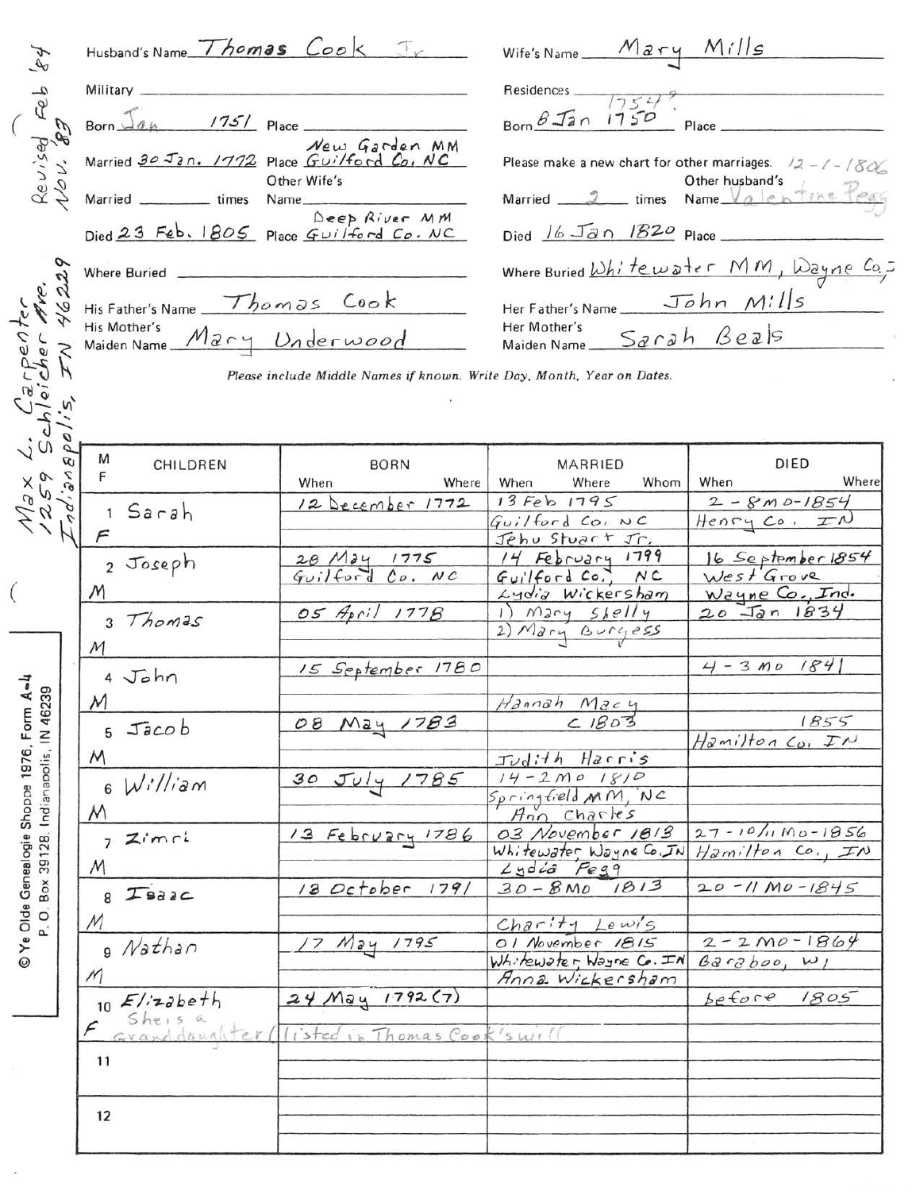Husband's Name: Thomas Cook Jr

Military:

Born: Jan 1751 Place:

Married: 30 Jan. 1772 Place: New Garden MM Guilford Co. NC

Married ____ times Other Wife's Name:

Died: 23 Feb. 1805 Place: Deep River MM Guilford Co. NC

Where Buried:

His Father's Name: Thomas Cook

His Mother's Maiden Name: Mary Underwood

Wife's Name: Mary Mills

Residences:

Born: 8 Jan 1750 (1754?) Place:

Please make a new chart for other marriages. 12-1-1806

Married 2 times Other husband's Name: Valentine Pegg

Died: 16 Jan 1820 Place:

Where Buried: Whitewater MM, Wayne Co.

Her Father's Name: John Mills

Her Mother's Maiden Name: Sarah Beals

*Please include Middle Names if known. Write Day, Month, Year on Dates.*

Revised Feb '84 (Nov. '83)

Max L. Carpenter
1259 Schleicher Ave.
Indianapolis, IN 46229

© Ye Olde Genealogie Shoppe 1976, Form A-4
P. O. Box 39128, Indianapolis, IN 46239

| M/F | CHILDREN | BORN When / Where | MARRIED When / Where / Whom | DIED When / Where |
|---|---|---|---|---|
| F | 1 Sarah | 12 December 1772 | 13 Feb 1795, Guilford Co. NC, Jehu Stuart Jr. | 2-8mo-1854, Henry Co. IN |
| M | 2 Joseph | 28 May 1775, Guilford Co. NC | 14 February 1799, Guilford Co., NC, Lydia Wickersham | 16 September 1854, West Grove, Wayne Co., Ind. |
| M | 3 Thomas | 05 April 1778 | 1) Mary Shelly, 2) Mary Burgess | 20 Jan 1834 |
| M | 4 John | 15 September 1780 | Hannah Macy | 4-3mo 1841 |
| M | 5 Jacob | 08 May 1783 | c 1803, Judith Harris | 1855, Hamilton Co. IN |
| M | 6 William | 30 July 1785 | 14-2mo 1810, Springfield MM, NC, Ann Charles | |
| M | 7 Zimri | 13 February 1786 | 03 November 1813, Whitewater, Wayne Co. IN, Lydia Pegg | 27-10/11mo-1856, Hamilton Co., IN |
| M | 8 Isaac | 18 October 1791 | 30-8mo 1813, Charity Lewis | 20-11mo-1845 |
| M | 9 Nathan | 17 May 1795 | 01 November 1815, Whitewater, Wayne Co. IN, Anna Wickersham | 2-2mo-1864, Baraboo, WI |
| F | 10 Elizabeth — She is a granddaughter (listed in Thomas Cook's will) | 24 May 1792 (?) | | before 1805 |
| | 11 | | | |
| | 12 | | | |